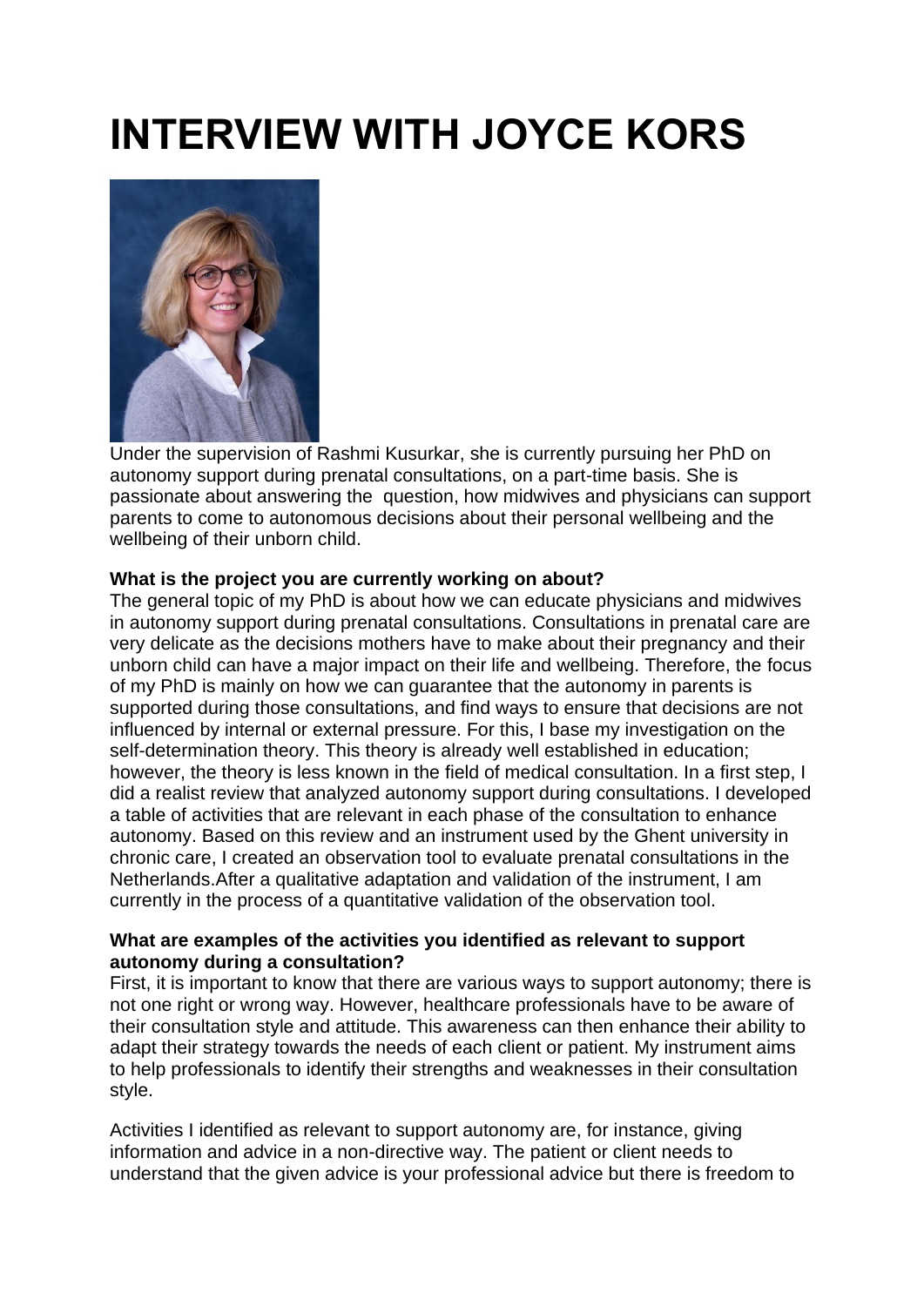# INTERVIEW WITH JOYCE KORS

Under the supervision of Rashmi Kusurkar, she is currently pursuing her PhD on autonomy support during prenatal consultations, on a part-time basis. She is passionate about answering the question, how midwives and physicians can support parents to come to autonomous decisions about their personal wellbeing and the wellbeing of their unborn child.

**What is the project you are currently working on about?**

The general topic of my PhD is about how we can educate physicians and midwives in autonomy support during prenatal consultations. Consultations in prenatal care are very delicate as the decisions mothers have to make about their pregnancy and their unborn child can have a major impact on their life and wellbeing. Therefore, the focus of my PhD is mainly on how we can guarantee that the autonomy in parents is supported during those consultations, and find ways to ensure that decisions are not influenced by internal or external pressure. For this, I base my investigation on the self-determination theory. This theory is already well established in education; however, the theory is less known in the field of medical consultation. In a first step, I did a realist review that analyzed autonomy support during consultations. I developed a table of activities that are relevant in each phase of the consultation to enhance autonomy. Based on this review and an instrument used by the Ghent university in chronic care, I created an observation tool to evaluate prenatal consultations in the Netherlands.After a qualitative adaptation and validation of the instrument, I am currently in the process of a quantitative validation of the observation tool.

**What are examples of the activities you identified as relevant to support autonomy during a consultation?**

First, it is important to know that there are various ways to support autonomy; there is not one right or wrong way. However, healthcare professionals have to be aware of their consultation style and attitude. This awareness can then enhance their ability to adapt their strategy towards the needs of each client or patient. My instrument aims to help professionals to identify their strengths and weaknesses in their consultation style.

Activities I identified as relevant to support autonomy are, for instance, giving information and advice in a non-directive way. The patient or client needs to understand that the given advice is your professional advice but there is freedom to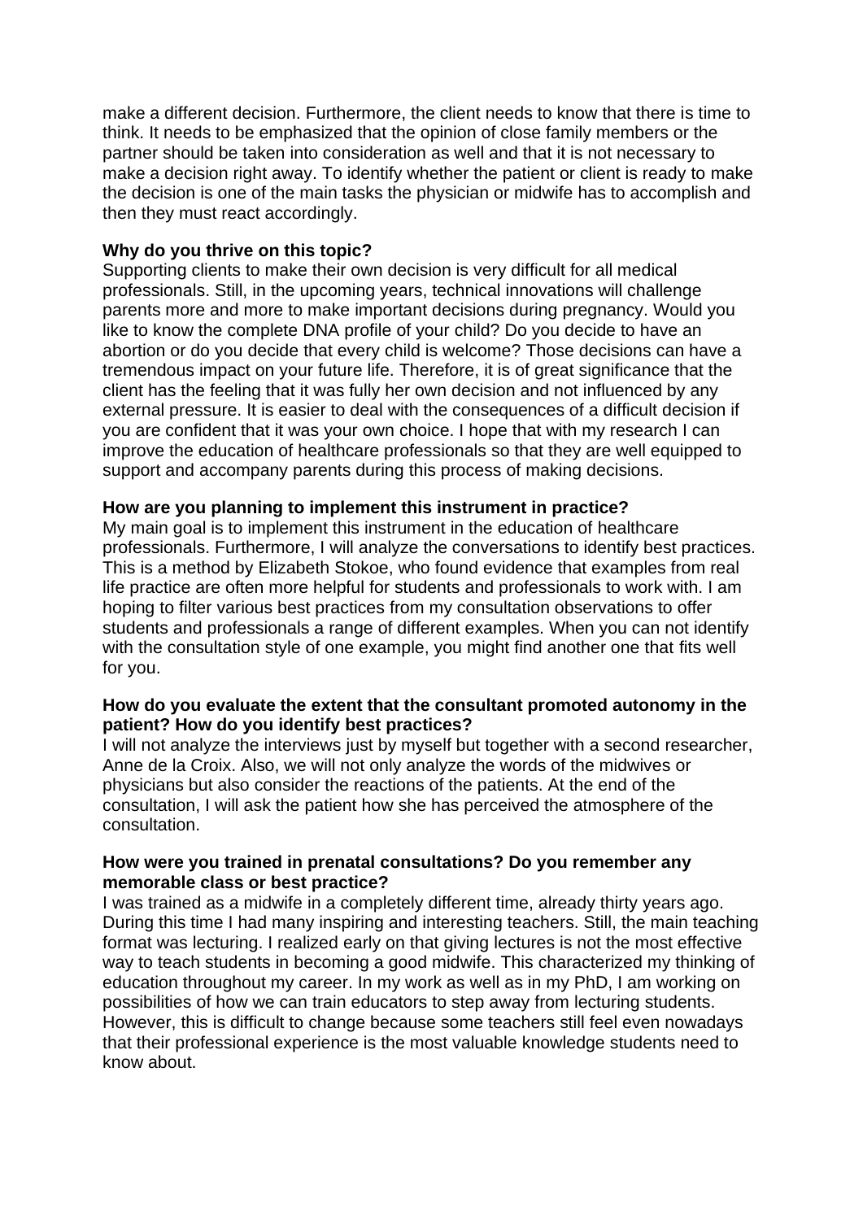make a different decision. Furthermore, the client needs to know that there is time to think. It needs to be emphasized that the opinion of close family members or the partner should be taken into consideration as well and that it is not necessary to make a decision right away. To identify whether the patient or client is ready to make the decision is one of the main tasks the physician or midwife has to accomplish and then they must react accordingly.

**Why do you thrive on this topic?**
Supporting clients to make their own decision is very difficult for all medical professionals. Still, in the upcoming years, technical innovations will challenge parents more and more to make important decisions during pregnancy. Would you like to know the complete DNA profile of your child? Do you decide to have an abortion or do you decide that every child is welcome? Those decisions can have a tremendous impact on your future life. Therefore, it is of great significance that the client has the feeling that it was fully her own decision and not influenced by any external pressure. It is easier to deal with the consequences of a difficult decision if you are confident that it was your own choice. I hope that with my research I can improve the education of healthcare professionals so that they are well equipped to support and accompany parents during this process of making decisions.

**How are you planning to implement this instrument in practice?**
My main goal is to implement this instrument in the education of healthcare professionals. Furthermore, I will analyze the conversations to identify best practices. This is a method by Elizabeth Stokoe, who found evidence that examples from real life practice are often more helpful for students and professionals to work with. I am hoping to filter various best practices from my consultation observations to offer students and professionals a range of different examples. When you can not identify with the consultation style of one example, you might find another one that fits well for you.

**How do you evaluate the extent that the consultant promoted autonomy in the patient? How do you identify best practices?**
I will not analyze the interviews just by myself but together with a second researcher, Anne de la Croix. Also, we will not only analyze the words of the midwives or physicians but also consider the reactions of the patients. At the end of the consultation, I will ask the patient how she has perceived the atmosphere of the consultation.

**How were you trained in prenatal consultations? Do you remember any memorable class or best practice?**
I was trained as a midwife in a completely different time, already thirty years ago. During this time I had many inspiring and interesting teachers. Still, the main teaching format was lecturing. I realized early on that giving lectures is not the most effective way to teach students in becoming a good midwife. This characterized my thinking of education throughout my career. In my work as well as in my PhD, I am working on possibilities of how we can train educators to step away from lecturing students. However, this is difficult to change because some teachers still feel even nowadays that their professional experience is the most valuable knowledge students need to know about.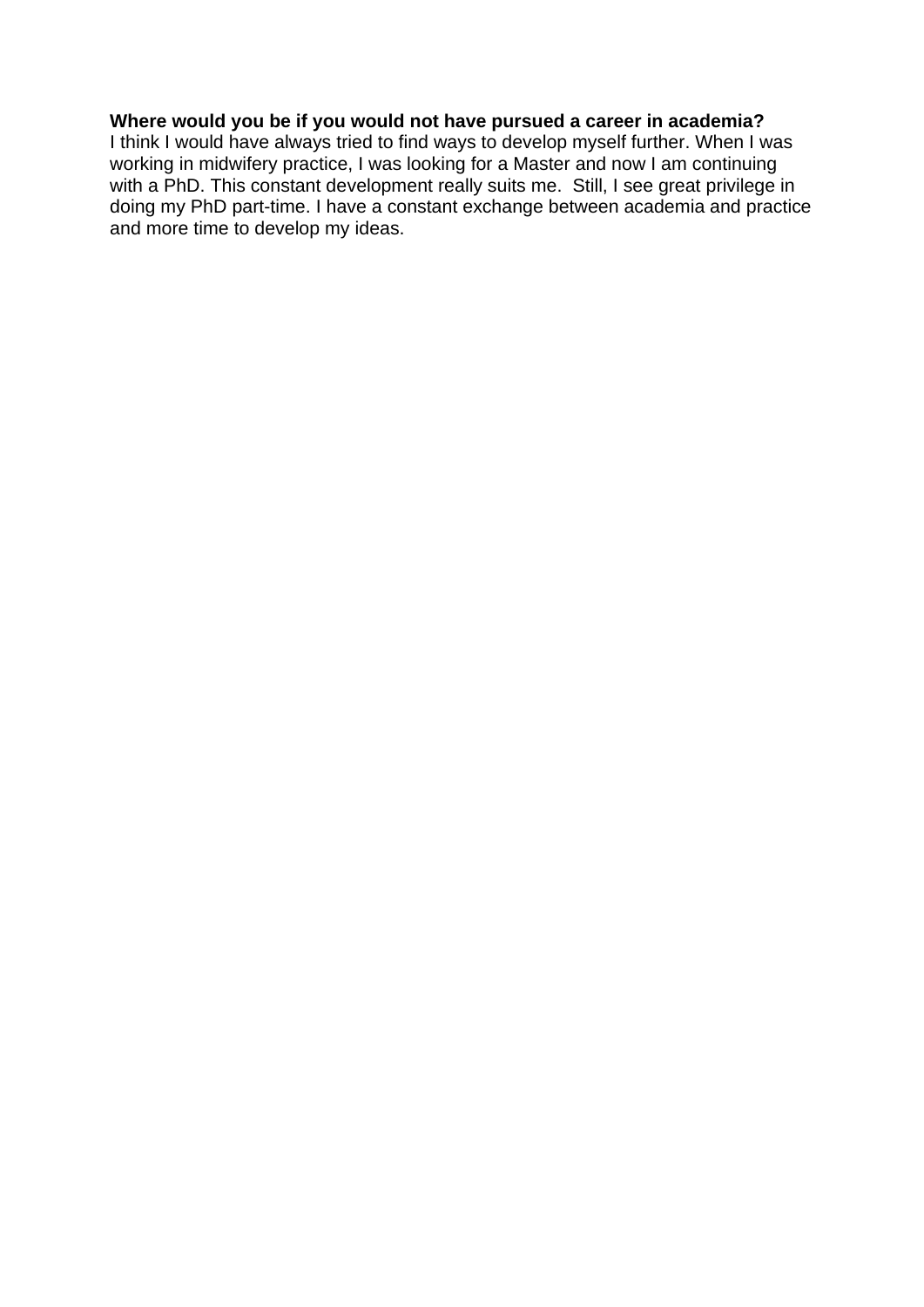**Where would you be if you would not have pursued a career in academia?**
I think I would have always tried to find ways to develop myself further. When I was working in midwifery practice, I was looking for a Master and now I am continuing with a PhD. This constant development really suits me.  Still, I see great privilege in doing my PhD part-time. I have a constant exchange between academia and practice and more time to develop my ideas.